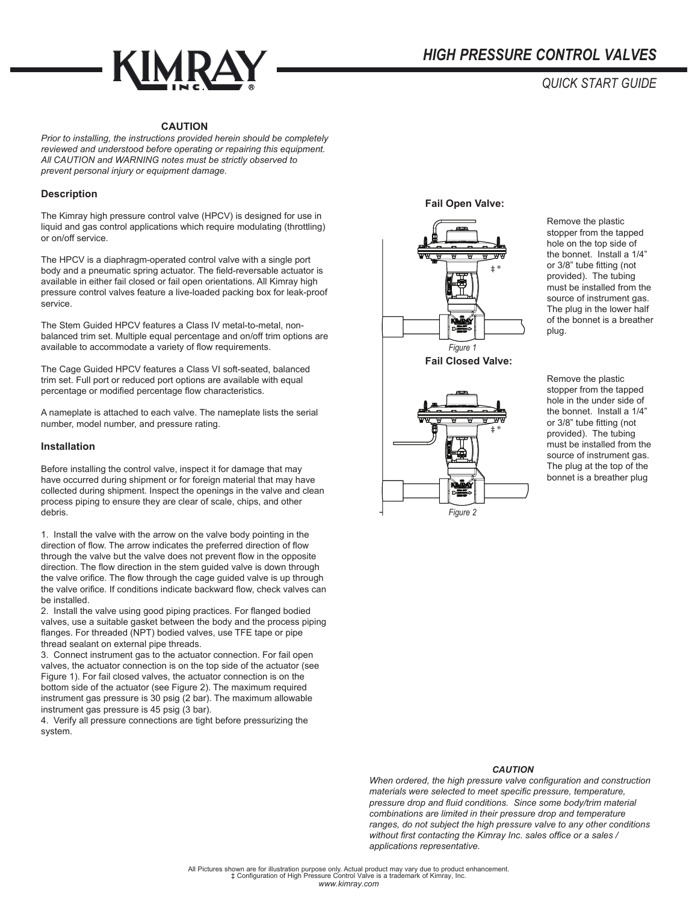# HIGH PRESSURE CONTROL VALVES

## QUICK START GUIDE

**CAUTION**

*Prior to installing, the instructions provided herein should be completely reviewed and understood before operating or repairing this equipment. All CAUTION and WARNING notes must be strictly observed to prevent personal injury or equipment damage.*

### Description

The Kimray high pressure control valve (HPCV) is designed for use in liquid and gas control applications which require modulating (throttling) or on/off service.

The HPCV is a diaphragm-operated control valve with a single port body and a pneumatic spring actuator. The field-reversable actuator is available in either fail closed or fail open orientations. All Kimray high pressure control valves feature a live-loaded packing box for leak-proof service.

The Stem Guided HPCV features a Class IV metal-to-metal, non-balanced trim set. Multiple equal percentage and on/off trim options are available to accommodate a variety of flow requirements.

The Cage Guided HPCV features a Class VI soft-seated, balanced trim set. Full port or reduced port options are available with equal percentage or modified percentage flow characteristics.

A nameplate is attached to each valve. The nameplate lists the serial number, model number, and pressure rating.

### Installation

Before installing the control valve, inspect it for damage that may have occurred during shipment or for foreign material that may have collected during shipment. Inspect the openings in the valve and clean process piping to ensure they are clear of scale, chips, and other debris.

1. Install the valve with the arrow on the valve body pointing in the direction of flow. The arrow indicates the preferred direction of flow through the valve but the valve does not prevent flow in the opposite direction. The flow direction in the stem guided valve is down through the valve orifice. The flow through the cage guided valve is up through the valve orifice. If conditions indicate backward flow, check valves can be installed.
2. Install the valve using good piping practices. For flanged bodied valves, use a suitable gasket between the body and the process piping flanges. For threaded (NPT) bodied valves, use TFE tape or pipe thread sealant on external pipe threads.
3. Connect instrument gas to the actuator connection. For fail open valves, the actuator connection is on the top side of the actuator (see Figure 1). For fail closed valves, the actuator connection is on the bottom side of the actuator (see Figure 2). The maximum required instrument gas pressure is 30 psig (2 bar). The maximum allowable instrument gas pressure is 45 psig (3 bar).
4. Verify all pressure connections are tight before pressurizing the system.

**Fail Open Valve:**

*Figure 1*

Remove the plastic stopper from the tapped hole on the top side of the bonnet. Install a 1/4" or 3/8" tube fitting (not provided). The tubing must be installed from the source of instrument gas. The plug in the lower half of the bonnet is a breather plug.

**Fail Closed Valve:**

*Figure 2*

Remove the plastic stopper from the tapped hole in the under side of the bonnet. Install a 1/4" or 3/8" tube fitting (not provided). The tubing must be installed from the source of instrument gas. The plug at the top of the bonnet is a breather plug

***CAUTION***

*When ordered, the high pressure valve configuration and construction materials were selected to meet specific pressure, temperature, pressure drop and fluid conditions. Since some body/trim material combinations are limited in their pressure drop and temperature ranges, do not subject the high pressure valve to any other conditions without first contacting the Kimray Inc. sales office or a sales / applications representative.*

All Pictures shown are for illustration purpose only. Actual product may vary due to product enhancement.
‡ Configuration of High Pressure Control Valve is a trademark of Kimray, Inc.
*www.kimray.com*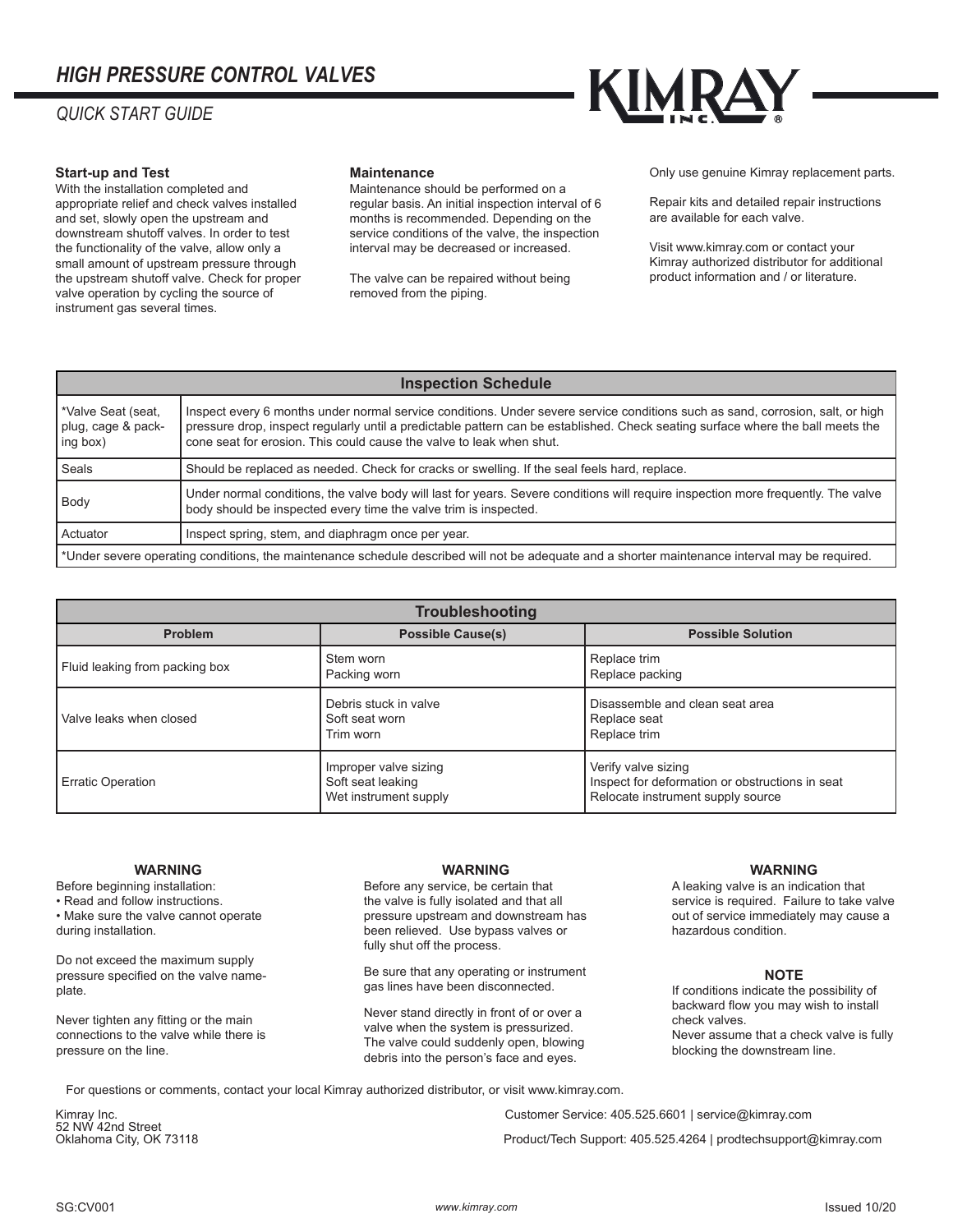# HIGH PRESSURE CONTROL VALVES

## QUICK START GUIDE

### Start-up and Test

With the installation completed and appropriate relief and check valves installed and set, slowly open the upstream and downstream shutoff valves. In order to test the functionality of the valve, allow only a small amount of upstream pressure through the upstream shutoff valve. Check for proper valve operation by cycling the source of instrument gas several times.

### Maintenance

Maintenance should be performed on a regular basis. An initial inspection interval of 6 months is recommended. Depending on the service conditions of the valve, the inspection interval may be decreased or increased.

The valve can be repaired without being removed from the piping.

Only use genuine Kimray replacement parts.

Repair kits and detailed repair instructions are available for each valve.

Visit www.kimray.com or contact your Kimray authorized distributor for additional product information and / or literature.

| Inspection Schedule | |
|---|---|
| *Valve Seat (seat, plug, cage & packing box) | Inspect every 6 months under normal service conditions. Under severe service conditions such as sand, corrosion, salt, or high pressure drop, inspect regularly until a predictable pattern can be established. Check seating surface where the ball meets the cone seat for erosion. This could cause the valve to leak when shut. |
| Seals | Should be replaced as needed. Check for cracks or swelling. If the seal feels hard, replace. |
| Body | Under normal conditions, the valve body will last for years. Severe conditions will require inspection more frequently. The valve body should be inspected every time the valve trim is inspected. |
| Actuator | Inspect spring, stem, and diaphragm once per year. |
| *Under severe operating conditions, the maintenance schedule described will not be adequate and a shorter maintenance interval may be required. | |

**Troubleshooting**

| Problem | Possible Cause(s) | Possible Solution |
|---|---|---|
| Fluid leaking from packing box | Stem worn<br>Packing worn | Replace trim<br>Replace packing |
| Valve leaks when closed | Debris stuck in valve<br>Soft seat worn<br>Trim worn | Disassemble and clean seat area<br>Replace seat<br>Replace trim |
| Erratic Operation | Improper valve sizing<br>Soft seat leaking<br>Wet instrument supply | Verify valve sizing<br>Inspect for deformation or obstructions in seat<br>Relocate instrument supply source |

**WARNING**

Before beginning installation:
- Read and follow instructions.
- Make sure the valve cannot operate during installation.

Do not exceed the maximum supply pressure specified on the valve nameplate.

Never tighten any fitting or the main connections to the valve while there is pressure on the line.

**WARNING**

Before any service, be certain that the valve is fully isolated and that all pressure upstream and downstream has been relieved. Use bypass valves or fully shut off the process.

Be sure that any operating or instrument gas lines have been disconnected.

Never stand directly in front of or over a valve when the system is pressurized. The valve could suddenly open, blowing debris into the person's face and eyes.

**WARNING**

A leaking valve is an indication that service is required. Failure to take valve out of service immediately may cause a hazardous condition.

**NOTE**

If conditions indicate the possibility of backward flow you may wish to install check valves.
Never assume that a check valve is fully blocking the downstream line.

For questions or comments, contact your local Kimray authorized distributor, or visit www.kimray.com.

Kimray Inc.
52 NW 42nd Street
Oklahoma City, OK 73118

Customer Service: 405.525.6601 | service@kimray.com

Product/Tech Support: 405.525.4264 | prodtechsupport@kimray.com

SG:CV001 Issued 10/20